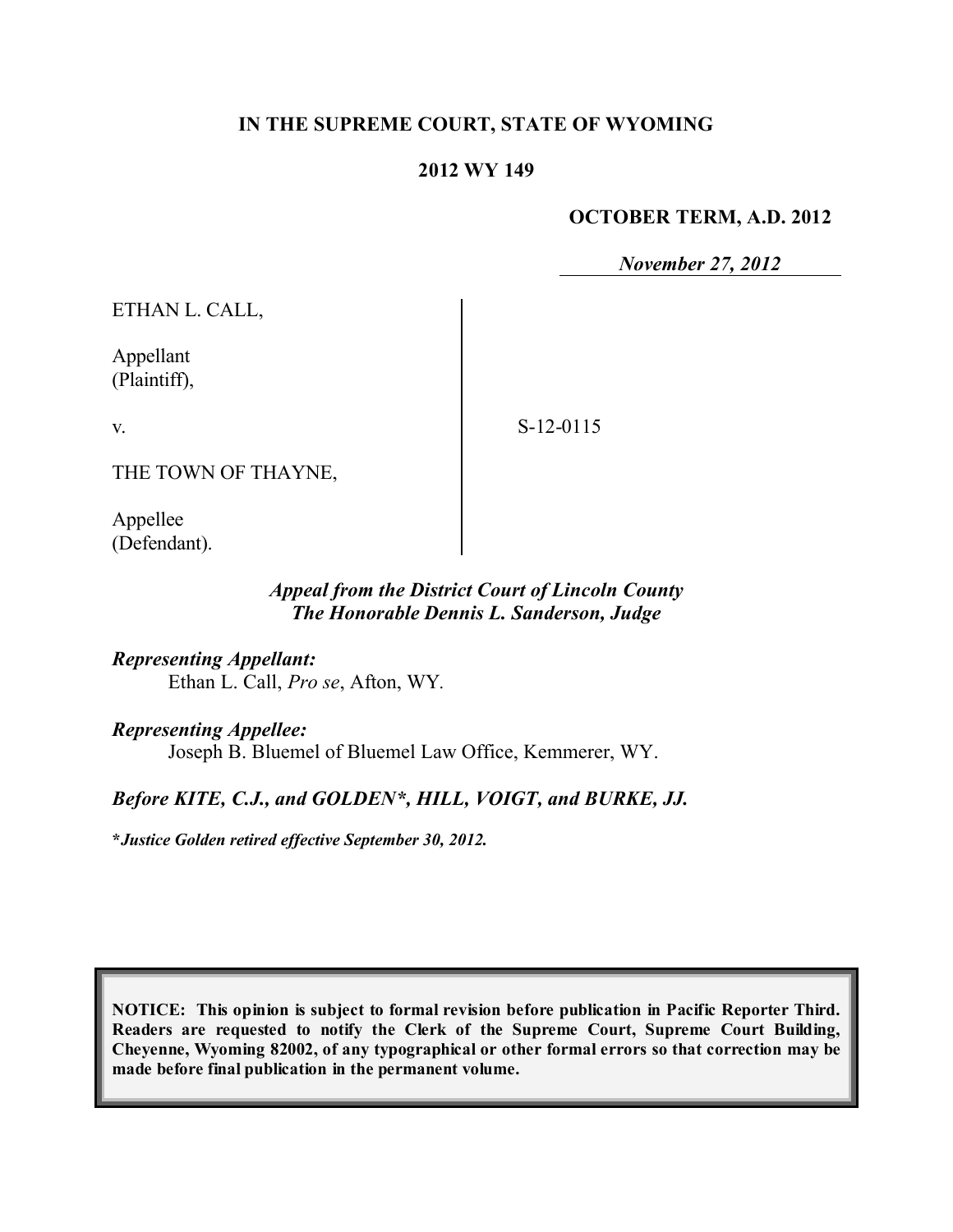**IN THE SUPREME COURT, STATE OF WYOMING**

**2012 WY 149**

**OCTOBER TERM, A.D. 2012**

***November 27, 2012***

ETHAN L. CALL,

Appellant
(Plaintiff),

v.

THE TOWN OF THAYNE,

Appellee
(Defendant).

S-12-0115

***Appeal from the District Court of Lincoln County***
***The Honorable Dennis L. Sanderson, Judge***

***Representing Appellant:***
Ethan L. Call, *Pro se*, Afton, WY.

***Representing Appellee:***
Joseph B. Bluemel of Bluemel Law Office, Kemmerer, WY.

***Before KITE, C.J., and GOLDEN\*, HILL, VOIGT, and BURKE, JJ.***

***\*Justice Golden retired effective September 30, 2012.***

**NOTICE: This opinion is subject to formal revision before publication in Pacific Reporter Third. Readers are requested to notify the Clerk of the Supreme Court, Supreme Court Building, Cheyenne, Wyoming 82002, of any typographical or other formal errors so that correction may be made before final publication in the permanent volume.**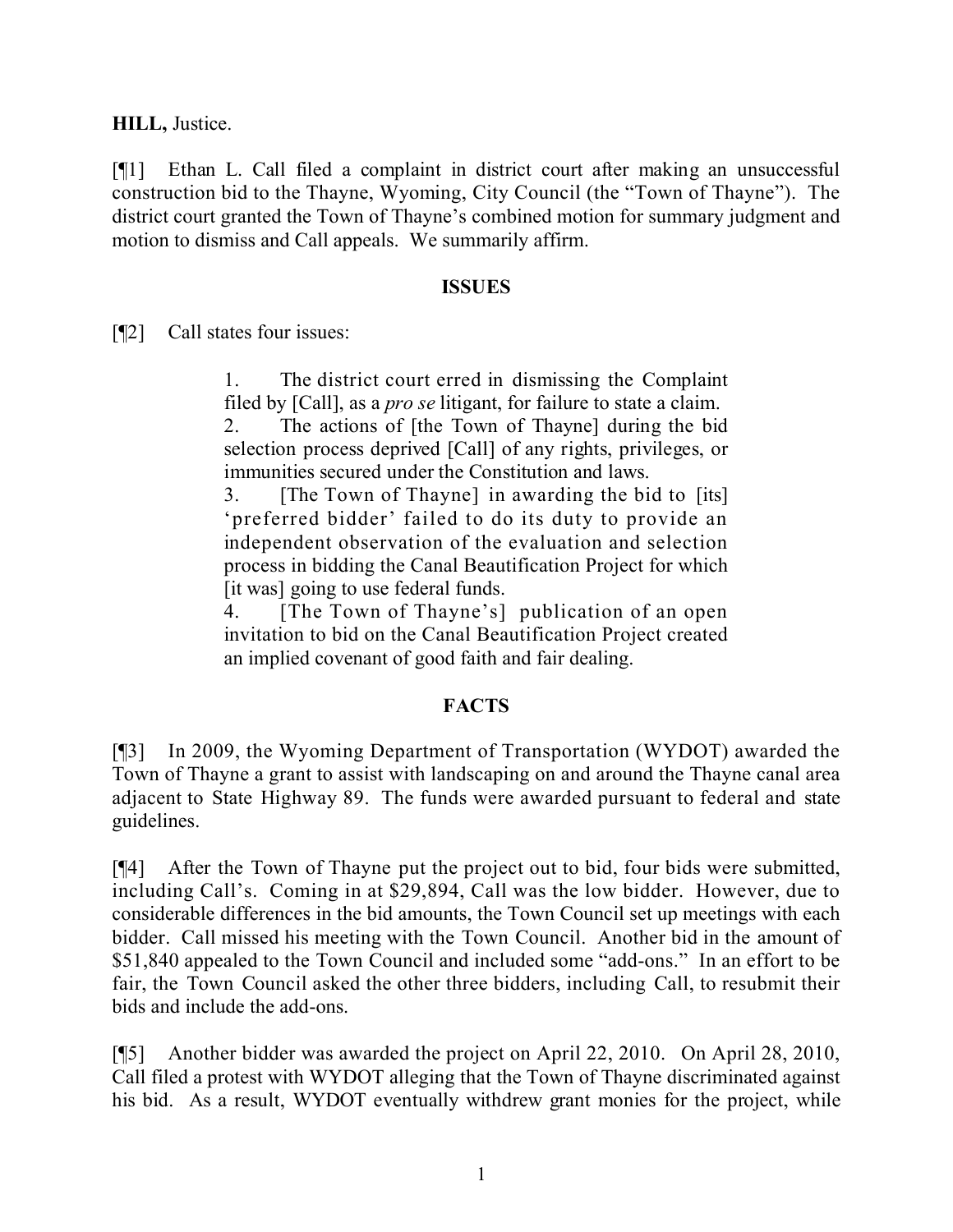**HILL,** Justice.

[¶1] Ethan L. Call filed a complaint in district court after making an unsuccessful construction bid to the Thayne, Wyoming, City Council (the "Town of Thayne"). The district court granted the Town of Thayne's combined motion for summary judgment and motion to dismiss and Call appeals. We summarily affirm.

## ISSUES

[¶2] Call states four issues:

> 1. The district court erred in dismissing the Complaint filed by [Call], as a *pro se* litigant, for failure to state a claim.
> 2. The actions of [the Town of Thayne] during the bid selection process deprived [Call] of any rights, privileges, or immunities secured under the Constitution and laws.
> 3. [The Town of Thayne] in awarding the bid to [its] 'preferred bidder' failed to do its duty to provide an independent observation of the evaluation and selection process in bidding the Canal Beautification Project for which [it was] going to use federal funds.
> 4. [The Town of Thayne's] publication of an open invitation to bid on the Canal Beautification Project created an implied covenant of good faith and fair dealing.

## FACTS

[¶3] In 2009, the Wyoming Department of Transportation (WYDOT) awarded the Town of Thayne a grant to assist with landscaping on and around the Thayne canal area adjacent to State Highway 89. The funds were awarded pursuant to federal and state guidelines.

[¶4] After the Town of Thayne put the project out to bid, four bids were submitted, including Call's. Coming in at $29,894, Call was the low bidder. However, due to considerable differences in the bid amounts, the Town Council set up meetings with each bidder. Call missed his meeting with the Town Council. Another bid in the amount of $51,840 appealed to the Town Council and included some "add-ons." In an effort to be fair, the Town Council asked the other three bidders, including Call, to resubmit their bids and include the add-ons.

[¶5] Another bidder was awarded the project on April 22, 2010. On April 28, 2010, Call filed a protest with WYDOT alleging that the Town of Thayne discriminated against his bid. As a result, WYDOT eventually withdrew grant monies for the project, while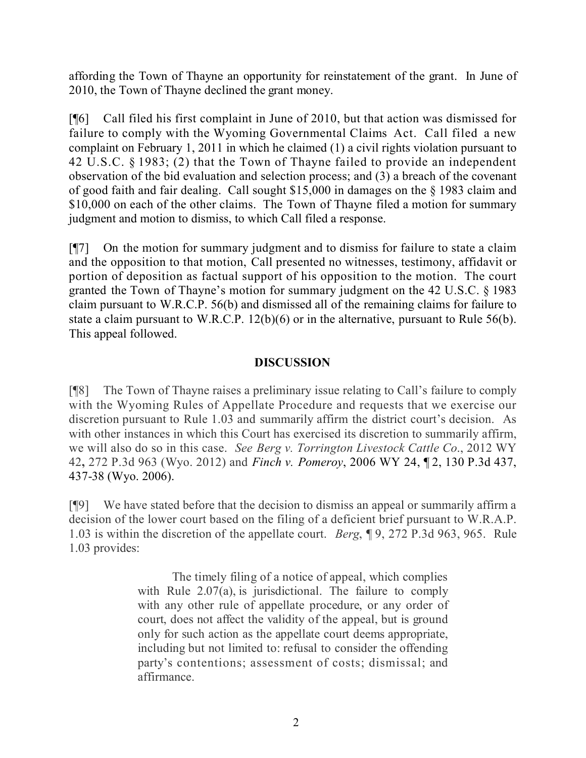affording the Town of Thayne an opportunity for reinstatement of the grant. In June of 2010, the Town of Thayne declined the grant money.

[¶6] Call filed his first complaint in June of 2010, but that action was dismissed for failure to comply with the Wyoming Governmental Claims Act. Call filed a new complaint on February 1, 2011 in which he claimed (1) a civil rights violation pursuant to 42 U.S.C. § 1983; (2) that the Town of Thayne failed to provide an independent observation of the bid evaluation and selection process; and (3) a breach of the covenant of good faith and fair dealing. Call sought $15,000 in damages on the § 1983 claim and $10,000 on each of the other claims. The Town of Thayne filed a motion for summary judgment and motion to dismiss, to which Call filed a response.

[¶7] On the motion for summary judgment and to dismiss for failure to state a claim and the opposition to that motion, Call presented no witnesses, testimony, affidavit or portion of deposition as factual support of his opposition to the motion. The court granted the Town of Thayne's motion for summary judgment on the 42 U.S.C. § 1983 claim pursuant to W.R.C.P. 56(b) and dismissed all of the remaining claims for failure to state a claim pursuant to W.R.C.P. 12(b)(6) or in the alternative, pursuant to Rule 56(b). This appeal followed.

## DISCUSSION

[¶8] The Town of Thayne raises a preliminary issue relating to Call's failure to comply with the Wyoming Rules of Appellate Procedure and requests that we exercise our discretion pursuant to Rule 1.03 and summarily affirm the district court's decision. As with other instances in which this Court has exercised its discretion to summarily affirm, we will also do so in this case. *See Berg v. Torrington Livestock Cattle Co*., 2012 WY 42**,** 272 P.3d 963 (Wyo. 2012) and *Finch v. Pomeroy*, 2006 WY 24, ¶ 2, 130 P.3d 437, 437-38 (Wyo. 2006).

[¶9] We have stated before that the decision to dismiss an appeal or summarily affirm a decision of the lower court based on the filing of a deficient brief pursuant to W.R.A.P. 1.03 is within the discretion of the appellate court. *Berg*, ¶ 9, 272 P.3d 963, 965. Rule 1.03 provides:

> The timely filing of a notice of appeal, which complies with Rule 2.07(a), is jurisdictional. The failure to comply with any other rule of appellate procedure, or any order of court, does not affect the validity of the appeal, but is ground only for such action as the appellate court deems appropriate, including but not limited to: refusal to consider the offending party's contentions; assessment of costs; dismissal; and affirmance.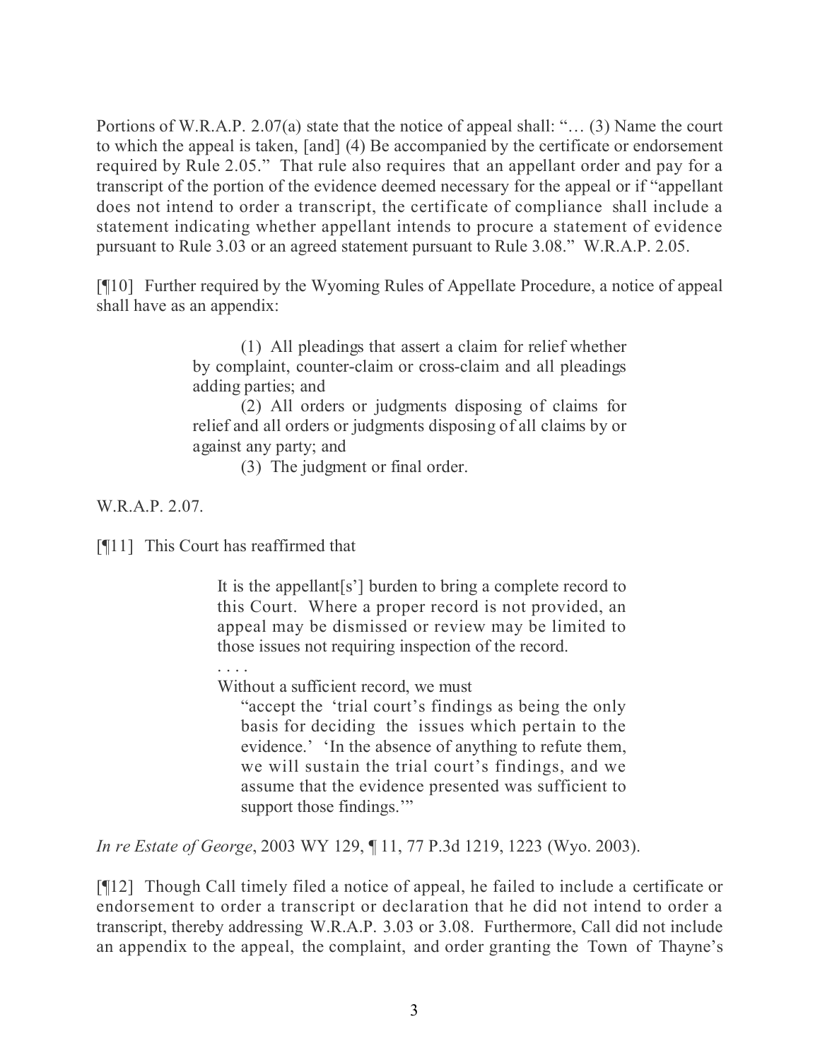Portions of W.R.A.P. 2.07(a) state that the notice of appeal shall: "… (3) Name the court to which the appeal is taken, [and] (4) Be accompanied by the certificate or endorsement required by Rule 2.05." That rule also requires that an appellant order and pay for a transcript of the portion of the evidence deemed necessary for the appeal or if "appellant does not intend to order a transcript, the certificate of compliance shall include a statement indicating whether appellant intends to procure a statement of evidence pursuant to Rule 3.03 or an agreed statement pursuant to Rule 3.08." W.R.A.P. 2.05.

[¶10] Further required by the Wyoming Rules of Appellate Procedure, a notice of appeal shall have as an appendix:

> (1) All pleadings that assert a claim for relief whether by complaint, counter-claim or cross-claim and all pleadings adding parties; and
>
> (2) All orders or judgments disposing of claims for relief and all orders or judgments disposing of all claims by or against any party; and
>
> (3) The judgment or final order.

W.R.A.P. 2.07.

[¶11] This Court has reaffirmed that

> It is the appellant[s'] burden to bring a complete record to this Court. Where a proper record is not provided, an appeal may be dismissed or review may be limited to those issues not requiring inspection of the record.
>
> . . . .
>
> Without a sufficient record, we must
>
> "accept the 'trial court's findings as being the only basis for deciding the issues which pertain to the evidence.' 'In the absence of anything to refute them, we will sustain the trial court's findings, and we assume that the evidence presented was sufficient to support those findings.'"

*In re Estate of George*, 2003 WY 129, ¶ 11, 77 P.3d 1219, 1223 (Wyo. 2003).

[¶12] Though Call timely filed a notice of appeal, he failed to include a certificate or endorsement to order a transcript or declaration that he did not intend to order a transcript, thereby addressing W.R.A.P. 3.03 or 3.08. Furthermore, Call did not include an appendix to the appeal, the complaint, and order granting the Town of Thayne's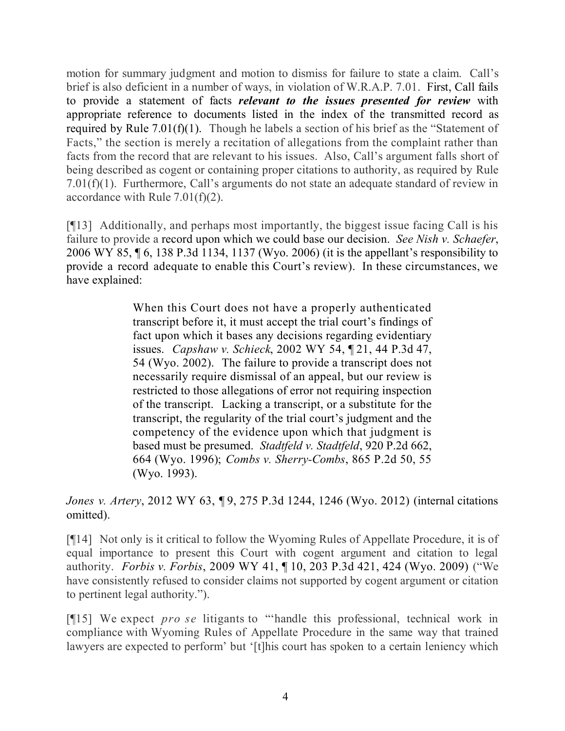motion for summary judgment and motion to dismiss for failure to state a claim. Call's brief is also deficient in a number of ways, in violation of W.R.A.P. 7.01. First, Call fails to provide a statement of facts ***relevant to the issues presented for review*** with appropriate reference to documents listed in the index of the transmitted record as required by Rule 7.01(f)(1). Though he labels a section of his brief as the "Statement of Facts," the section is merely a recitation of allegations from the complaint rather than facts from the record that are relevant to his issues. Also, Call's argument falls short of being described as cogent or containing proper citations to authority, as required by Rule 7.01(f)(1). Furthermore, Call's arguments do not state an adequate standard of review in accordance with Rule 7.01(f)(2).

[¶13] Additionally, and perhaps most importantly, the biggest issue facing Call is his failure to provide a record upon which we could base our decision. *See Nish v. Schaefer*, 2006 WY 85, ¶ 6, 138 P.3d 1134, 1137 (Wyo. 2006) (it is the appellant's responsibility to provide a record adequate to enable this Court's review). In these circumstances, we have explained:

> When this Court does not have a properly authenticated transcript before it, it must accept the trial court's findings of fact upon which it bases any decisions regarding evidentiary issues. *Capshaw v. Schieck*, 2002 WY 54, ¶ 21, 44 P.3d 47, 54 (Wyo. 2002). The failure to provide a transcript does not necessarily require dismissal of an appeal, but our review is restricted to those allegations of error not requiring inspection of the transcript. Lacking a transcript, or a substitute for the transcript, the regularity of the trial court's judgment and the competency of the evidence upon which that judgment is based must be presumed. *Stadtfeld v. Stadtfeld*, 920 P.2d 662, 664 (Wyo. 1996); *Combs v. Sherry-Combs*, 865 P.2d 50, 55 (Wyo. 1993).

*Jones v. Artery*, 2012 WY 63, ¶ 9, 275 P.3d 1244, 1246 (Wyo. 2012) (internal citations omitted).

[¶14] Not only is it critical to follow the Wyoming Rules of Appellate Procedure, it is of equal importance to present this Court with cogent argument and citation to legal authority. *Forbis v. Forbis*, 2009 WY 41, ¶ 10, 203 P.3d 421, 424 (Wyo. 2009) ("We have consistently refused to consider claims not supported by cogent argument or citation to pertinent legal authority.").

[¶15] We expect *pro se* litigants to "'handle this professional, technical work in compliance with Wyoming Rules of Appellate Procedure in the same way that trained lawyers are expected to perform' but '[t]his court has spoken to a certain leniency which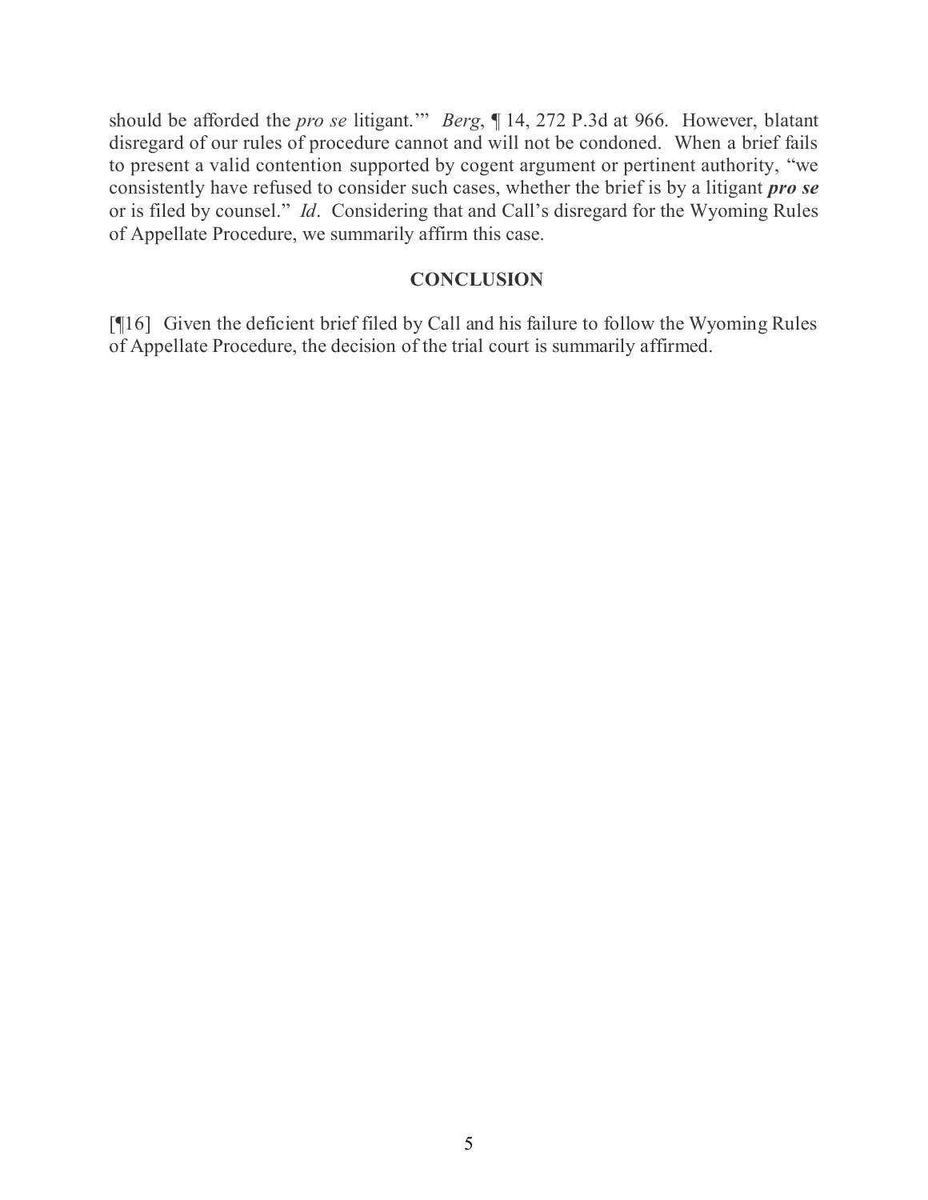should be afforded the *pro se* litigant.'" *Berg*, ¶ 14, 272 P.3d at 966. However, blatant disregard of our rules of procedure cannot and will not be condoned. When a brief fails to present a valid contention supported by cogent argument or pertinent authority, "we consistently have refused to consider such cases, whether the brief is by a litigant ***pro se*** or is filed by counsel." *Id*. Considering that and Call's disregard for the Wyoming Rules of Appellate Procedure, we summarily affirm this case.

## CONCLUSION

[¶16] Given the deficient brief filed by Call and his failure to follow the Wyoming Rules of Appellate Procedure, the decision of the trial court is summarily affirmed.